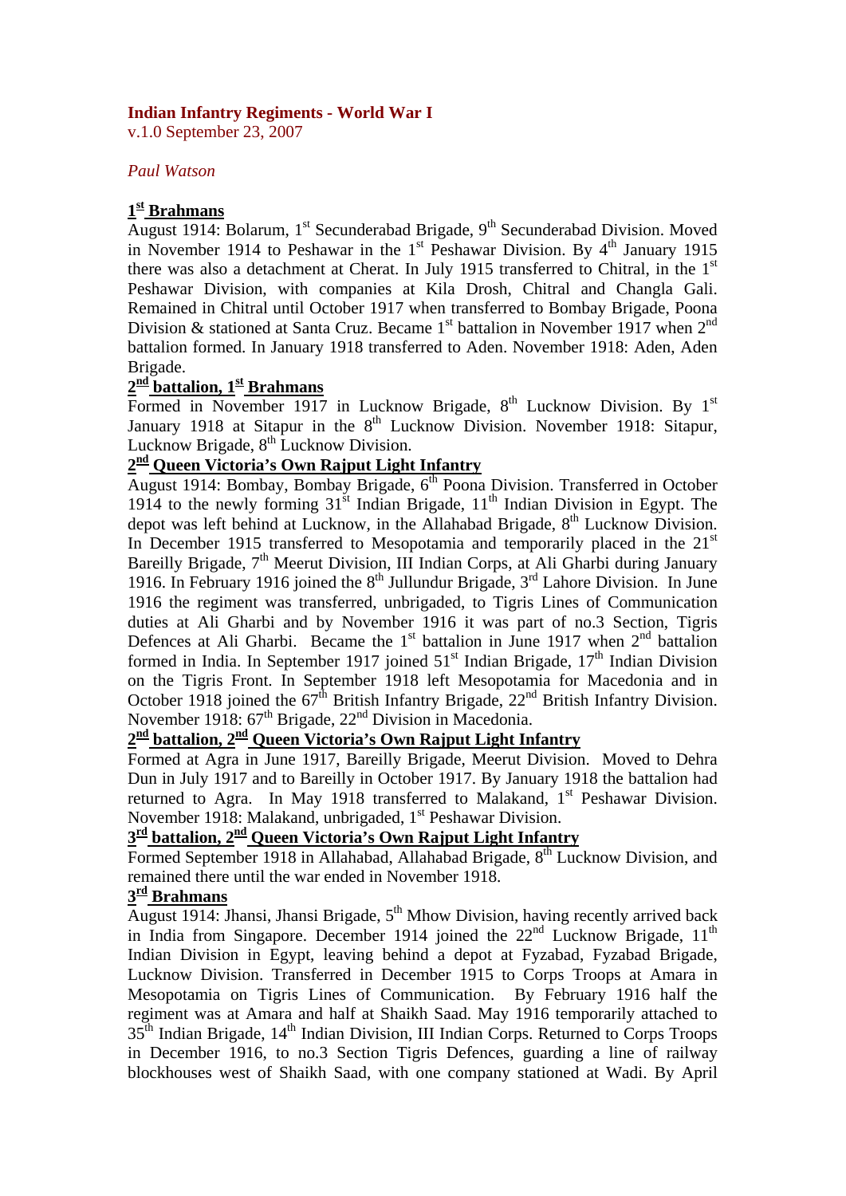# Indian Infantry Regiments - World War I

v.1.0 September 23, 2007

*Paul Watson*

## 1st Brahmans

August 1914: Bolarum, 1st Secunderabad Brigade, 9th Secunderabad Division. Moved in November 1914 to Peshawar in the 1st Peshawar Division. By 4th January 1915 there was also a detachment at Cherat. In July 1915 transferred to Chitral, in the 1st Peshawar Division, with companies at Kila Drosh, Chitral and Changla Gali. Remained in Chitral until October 1917 when transferred to Bombay Brigade, Poona Division & stationed at Santa Cruz. Became 1st battalion in November 1917 when 2nd battalion formed. In January 1918 transferred to Aden. November 1918: Aden, Aden Brigade.

## 2nd battalion, 1st Brahmans

Formed in November 1917 in Lucknow Brigade, 8th Lucknow Division. By 1st January 1918 at Sitapur in the 8th Lucknow Division. November 1918: Sitapur, Lucknow Brigade, 8th Lucknow Division.

## 2nd Queen Victoria's Own Rajput Light Infantry

August 1914: Bombay, Bombay Brigade, 6th Poona Division. Transferred in October 1914 to the newly forming 31st Indian Brigade, 11th Indian Division in Egypt. The depot was left behind at Lucknow, in the Allahabad Brigade, 8th Lucknow Division. In December 1915 transferred to Mesopotamia and temporarily placed in the 21st Bareilly Brigade, 7th Meerut Division, III Indian Corps, at Ali Gharbi during January 1916. In February 1916 joined the 8th Jullundur Brigade, 3rd Lahore Division. In June 1916 the regiment was transferred, unbrigaded, to Tigris Lines of Communication duties at Ali Gharbi and by November 1916 it was part of no.3 Section, Tigris Defences at Ali Gharbi. Became the 1st battalion in June 1917 when 2nd battalion formed in India. In September 1917 joined 51st Indian Brigade, 17th Indian Division on the Tigris Front. In September 1918 left Mesopotamia for Macedonia and in October 1918 joined the 67th British Infantry Brigade, 22nd British Infantry Division. November 1918: 67th Brigade, 22nd Division in Macedonia.

## 2nd battalion, 2nd Queen Victoria's Own Rajput Light Infantry

Formed at Agra in June 1917, Bareilly Brigade, Meerut Division. Moved to Dehra Dun in July 1917 and to Bareilly in October 1917. By January 1918 the battalion had returned to Agra. In May 1918 transferred to Malakand, 1st Peshawar Division. November 1918: Malakand, unbrigaded, 1st Peshawar Division.

## 3rd battalion, 2nd Queen Victoria's Own Rajput Light Infantry

Formed September 1918 in Allahabad, Allahabad Brigade, 8th Lucknow Division, and remained there until the war ended in November 1918.

## 3rd Brahmans

August 1914: Jhansi, Jhansi Brigade, 5th Mhow Division, having recently arrived back in India from Singapore. December 1914 joined the 22nd Lucknow Brigade, 11th Indian Division in Egypt, leaving behind a depot at Fyzabad, Fyzabad Brigade, Lucknow Division. Transferred in December 1915 to Corps Troops at Amara in Mesopotamia on Tigris Lines of Communication. By February 1916 half the regiment was at Amara and half at Shaikh Saad. May 1916 temporarily attached to 35th Indian Brigade, 14th Indian Division, III Indian Corps. Returned to Corps Troops in December 1916, to no.3 Section Tigris Defences, guarding a line of railway blockhouses west of Shaikh Saad, with one company stationed at Wadi. By April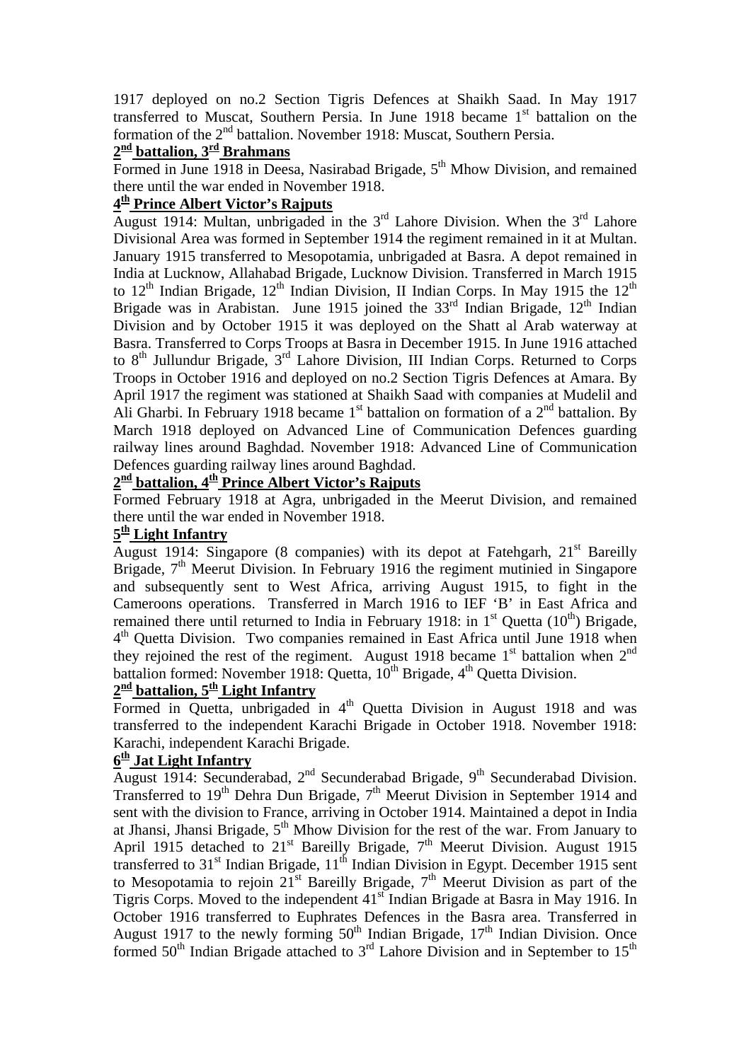1917 deployed on no.2 Section Tigris Defences at Shaikh Saad. In May 1917 transferred to Muscat, Southern Persia. In June 1918 became 1st battalion on the formation of the 2nd battalion. November 1918: Muscat, Southern Persia.

**2nd battalion, 3rd Brahmans**

Formed in June 1918 in Deesa, Nasirabad Brigade, 5th Mhow Division, and remained there until the war ended in November 1918.

**4th Prince Albert Victor's Rajputs**

August 1914: Multan, unbrigaded in the 3rd Lahore Division. When the 3rd Lahore Divisional Area was formed in September 1914 the regiment remained in it at Multan. January 1915 transferred to Mesopotamia, unbrigaded at Basra. A depot remained in India at Lucknow, Allahabad Brigade, Lucknow Division. Transferred in March 1915 to 12th Indian Brigade, 12th Indian Division, II Indian Corps. In May 1915 the 12th Brigade was in Arabistan. June 1915 joined the 33rd Indian Brigade, 12th Indian Division and by October 1915 it was deployed on the Shatt al Arab waterway at Basra. Transferred to Corps Troops at Basra in December 1915. In June 1916 attached to 8th Jullundur Brigade, 3rd Lahore Division, III Indian Corps. Returned to Corps Troops in October 1916 and deployed on no.2 Section Tigris Defences at Amara. By April 1917 the regiment was stationed at Shaikh Saad with companies at Mudelil and Ali Gharbi. In February 1918 became 1st battalion on formation of a 2nd battalion. By March 1918 deployed on Advanced Line of Communication Defences guarding railway lines around Baghdad. November 1918: Advanced Line of Communication Defences guarding railway lines around Baghdad.

**2nd battalion, 4th Prince Albert Victor's Rajputs**

Formed February 1918 at Agra, unbrigaded in the Meerut Division, and remained there until the war ended in November 1918.

**5th Light Infantry**

August 1914: Singapore (8 companies) with its depot at Fatehgarh, 21st Bareilly Brigade, 7th Meerut Division. In February 1916 the regiment mutinied in Singapore and subsequently sent to West Africa, arriving August 1915, to fight in the Cameroons operations. Transferred in March 1916 to IEF 'B' in East Africa and remained there until returned to India in February 1918: in 1st Quetta (10th) Brigade, 4th Quetta Division. Two companies remained in East Africa until June 1918 when they rejoined the rest of the regiment. August 1918 became 1st battalion when 2nd battalion formed: November 1918: Quetta, 10th Brigade, 4th Quetta Division.

**2nd battalion, 5th Light Infantry**

Formed in Quetta, unbrigaded in 4th Quetta Division in August 1918 and was transferred to the independent Karachi Brigade in October 1918. November 1918: Karachi, independent Karachi Brigade.

**6th Jat Light Infantry**

August 1914: Secunderabad, 2nd Secunderabad Brigade, 9th Secunderabad Division. Transferred to 19th Dehra Dun Brigade, 7th Meerut Division in September 1914 and sent with the division to France, arriving in October 1914. Maintained a depot in India at Jhansi, Jhansi Brigade, 5th Mhow Division for the rest of the war. From January to April 1915 detached to 21st Bareilly Brigade, 7th Meerut Division. August 1915 transferred to 31st Indian Brigade, 11th Indian Division in Egypt. December 1915 sent to Mesopotamia to rejoin 21st Bareilly Brigade, 7th Meerut Division as part of the Tigris Corps. Moved to the independent 41st Indian Brigade at Basra in May 1916. In October 1916 transferred to Euphrates Defences in the Basra area. Transferred in August 1917 to the newly forming 50th Indian Brigade, 17th Indian Division. Once formed 50th Indian Brigade attached to 3rd Lahore Division and in September to 15th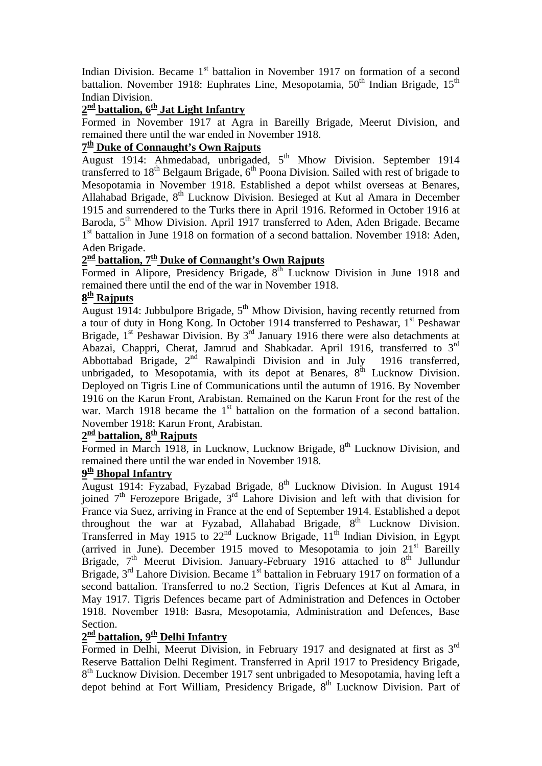Indian Division. Became 1st battalion in November 1917 on formation of a second battalion. November 1918: Euphrates Line, Mesopotamia, 50th Indian Brigade, 15th Indian Division.

### 2nd battalion, 6th Jat Light Infantry

Formed in November 1917 at Agra in Bareilly Brigade, Meerut Division, and remained there until the war ended in November 1918.

### 7th Duke of Connaught's Own Rajputs

August 1914: Ahmedabad, unbrigaded, 5th Mhow Division. September 1914 transferred to 18th Belgaum Brigade, 6th Poona Division. Sailed with rest of brigade to Mesopotamia in November 1918. Established a depot whilst overseas at Benares, Allahabad Brigade, 8th Lucknow Division. Besieged at Kut al Amara in December 1915 and surrendered to the Turks there in April 1916. Reformed in October 1916 at Baroda, 5th Mhow Division. April 1917 transferred to Aden, Aden Brigade. Became 1st battalion in June 1918 on formation of a second battalion. November 1918: Aden, Aden Brigade.

### 2nd battalion, 7th Duke of Connaught's Own Rajputs

Formed in Alipore, Presidency Brigade, 8th Lucknow Division in June 1918 and remained there until the end of the war in November 1918.

### 8th Rajputs

August 1914: Jubbulpore Brigade, 5th Mhow Division, having recently returned from a tour of duty in Hong Kong. In October 1914 transferred to Peshawar, 1st Peshawar Brigade, 1st Peshawar Division. By 3rd January 1916 there were also detachments at Abazai, Chappri, Cherat, Jamrud and Shabkadar. April 1916, transferred to 3rd Abbottabad Brigade, 2nd Rawalpindi Division and in July 1916 transferred, unbrigaded, to Mesopotamia, with its depot at Benares, 8th Lucknow Division. Deployed on Tigris Line of Communications until the autumn of 1916. By November 1916 on the Karun Front, Arabistan. Remained on the Karun Front for the rest of the war. March 1918 became the 1st battalion on the formation of a second battalion. November 1918: Karun Front, Arabistan.

### 2nd battalion, 8th Rajputs

Formed in March 1918, in Lucknow, Lucknow Brigade, 8th Lucknow Division, and remained there until the war ended in November 1918.

### 9th Bhopal Infantry

August 1914: Fyzabad, Fyzabad Brigade, 8th Lucknow Division. In August 1914 joined 7th Ferozepore Brigade, 3rd Lahore Division and left with that division for France via Suez, arriving in France at the end of September 1914. Established a depot throughout the war at Fyzabad, Allahabad Brigade, 8th Lucknow Division. Transferred in May 1915 to 22nd Lucknow Brigade, 11th Indian Division, in Egypt (arrived in June). December 1915 moved to Mesopotamia to join 21st Bareilly Brigade, 7th Meerut Division. January-February 1916 attached to 8th Jullundur Brigade, 3rd Lahore Division. Became 1st battalion in February 1917 on formation of a second battalion. Transferred to no.2 Section, Tigris Defences at Kut al Amara, in May 1917. Tigris Defences became part of Administration and Defences in October 1918. November 1918: Basra, Mesopotamia, Administration and Defences, Base Section.

### 2nd battalion, 9th Delhi Infantry

Formed in Delhi, Meerut Division, in February 1917 and designated at first as 3rd Reserve Battalion Delhi Regiment. Transferred in April 1917 to Presidency Brigade, 8th Lucknow Division. December 1917 sent unbrigaded to Mesopotamia, having left a depot behind at Fort William, Presidency Brigade, 8th Lucknow Division. Part of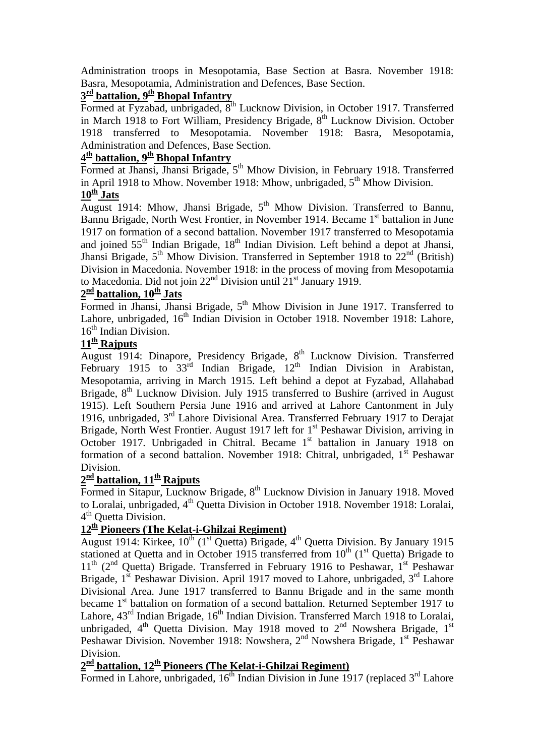Administration troops in Mesopotamia, Base Section at Basra. November 1918: Basra, Mesopotamia, Administration and Defences, Base Section.

**3rd battalion, 9th Bhopal Infantry**

Formed at Fyzabad, unbrigaded, 8th Lucknow Division, in October 1917. Transferred in March 1918 to Fort William, Presidency Brigade, 8th Lucknow Division. October 1918 transferred to Mesopotamia. November 1918: Basra, Mesopotamia, Administration and Defences, Base Section.

**4th battalion, 9th Bhopal Infantry**

Formed at Jhansi, Jhansi Brigade, 5th Mhow Division, in February 1918. Transferred in April 1918 to Mhow. November 1918: Mhow, unbrigaded, 5th Mhow Division.

**10th Jats**

August 1914: Mhow, Jhansi Brigade, 5th Mhow Division. Transferred to Bannu, Bannu Brigade, North West Frontier, in November 1914. Became 1st battalion in June 1917 on formation of a second battalion. November 1917 transferred to Mesopotamia and joined 55th Indian Brigade, 18th Indian Division. Left behind a depot at Jhansi, Jhansi Brigade, 5th Mhow Division. Transferred in September 1918 to 22nd (British) Division in Macedonia. November 1918: in the process of moving from Mesopotamia to Macedonia. Did not join 22nd Division until 21st January 1919.

**2nd battalion, 10th Jats**

Formed in Jhansi, Jhansi Brigade, 5th Mhow Division in June 1917. Transferred to Lahore, unbrigaded, 16th Indian Division in October 1918. November 1918: Lahore, 16th Indian Division.

**11th Rajputs**

August 1914: Dinapore, Presidency Brigade, 8th Lucknow Division. Transferred February 1915 to 33rd Indian Brigade, 12th Indian Division in Arabistan, Mesopotamia, arriving in March 1915. Left behind a depot at Fyzabad, Allahabad Brigade, 8th Lucknow Division. July 1915 transferred to Bushire (arrived in August 1915). Left Southern Persia June 1916 and arrived at Lahore Cantonment in July 1916, unbrigaded, 3rd Lahore Divisional Area. Transferred February 1917 to Derajat Brigade, North West Frontier. August 1917 left for 1st Peshawar Division, arriving in October 1917. Unbrigaded in Chitral. Became 1st battalion in January 1918 on formation of a second battalion. November 1918: Chitral, unbrigaded, 1st Peshawar Division.

**2nd battalion, 11th Rajputs**

Formed in Sitapur, Lucknow Brigade, 8th Lucknow Division in January 1918. Moved to Loralai, unbrigaded, 4th Quetta Division in October 1918. November 1918: Loralai, 4th Quetta Division.

**12th Pioneers (The Kelat-i-Ghilzai Regiment)**

August 1914: Kirkee, 10th (1st Quetta) Brigade, 4th Quetta Division. By January 1915 stationed at Quetta and in October 1915 transferred from 10th (1st Quetta) Brigade to 11th (2nd Quetta) Brigade. Transferred in February 1916 to Peshawar, 1st Peshawar Brigade, 1st Peshawar Division. April 1917 moved to Lahore, unbrigaded, 3rd Lahore Divisional Area. June 1917 transferred to Bannu Brigade and in the same month became 1st battalion on formation of a second battalion. Returned September 1917 to Lahore, 43rd Indian Brigade, 16th Indian Division. Transferred March 1918 to Loralai, unbrigaded, 4th Quetta Division. May 1918 moved to 2nd Nowshera Brigade, 1st Peshawar Division. November 1918: Nowshera, 2nd Nowshera Brigade, 1st Peshawar Division.

**2nd battalion, 12th Pioneers (The Kelat-i-Ghilzai Regiment)**

Formed in Lahore, unbrigaded, 16th Indian Division in June 1917 (replaced 3rd Lahore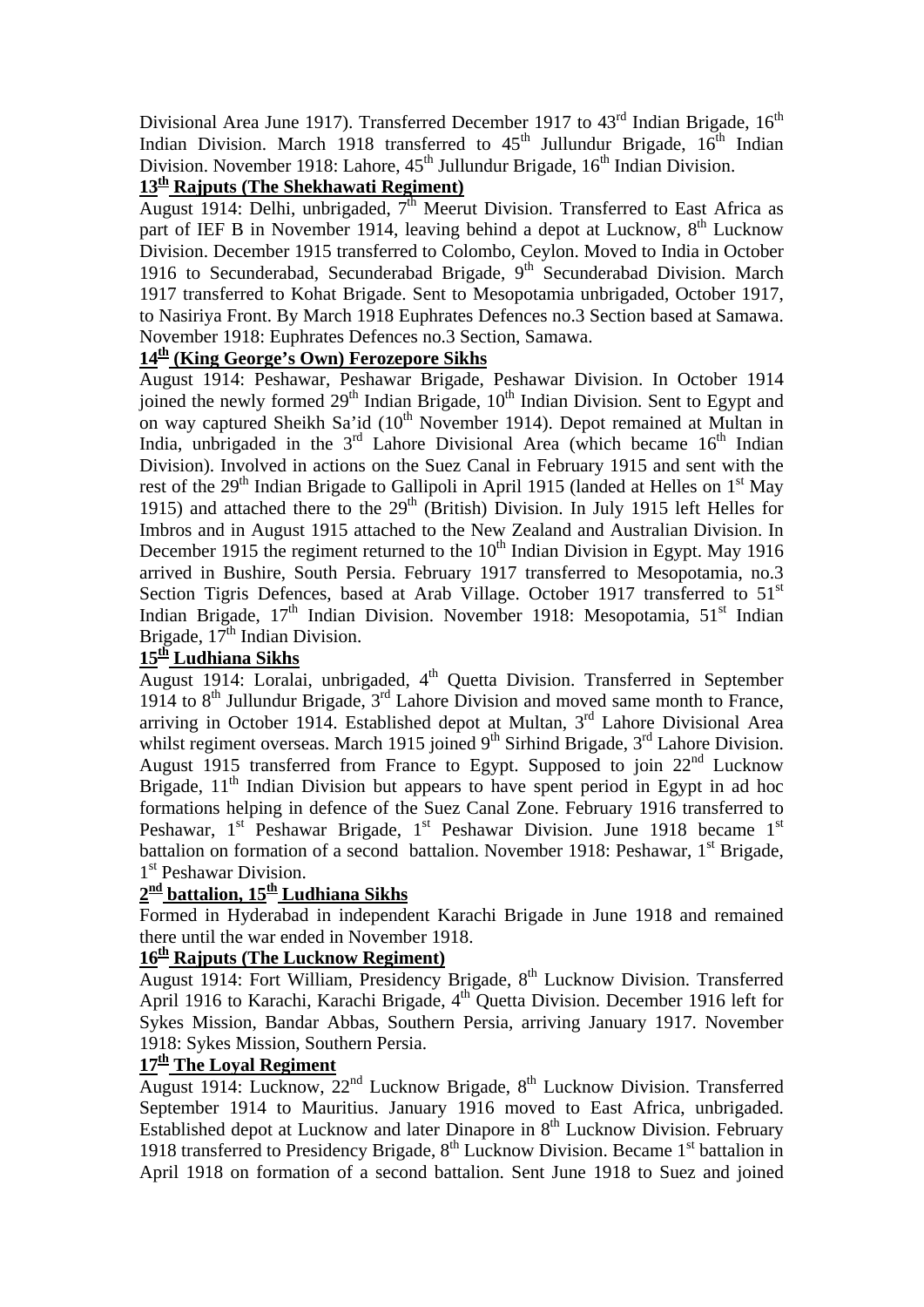Divisional Area June 1917). Transferred December 1917 to 43rd Indian Brigade, 16th Indian Division. March 1918 transferred to 45th Jullundur Brigade, 16th Indian Division. November 1918: Lahore, 45th Jullundur Brigade, 16th Indian Division.

### 13th Rajputs (The Shekhawati Regiment)

August 1914: Delhi, unbrigaded, 7th Meerut Division. Transferred to East Africa as part of IEF B in November 1914, leaving behind a depot at Lucknow, 8th Lucknow Division. December 1915 transferred to Colombo, Ceylon. Moved to India in October 1916 to Secunderabad, Secunderabad Brigade, 9th Secunderabad Division. March 1917 transferred to Kohat Brigade. Sent to Mesopotamia unbrigaded, October 1917, to Nasiriya Front. By March 1918 Euphrates Defences no.3 Section based at Samawa. November 1918: Euphrates Defences no.3 Section, Samawa.

### 14th (King George's Own) Ferozepore Sikhs

August 1914: Peshawar, Peshawar Brigade, Peshawar Division. In October 1914 joined the newly formed 29th Indian Brigade, 10th Indian Division. Sent to Egypt and on way captured Sheikh Sa'id (10th November 1914). Depot remained at Multan in India, unbrigaded in the 3rd Lahore Divisional Area (which became 16th Indian Division). Involved in actions on the Suez Canal in February 1915 and sent with the rest of the 29th Indian Brigade to Gallipoli in April 1915 (landed at Helles on 1st May 1915) and attached there to the 29th (British) Division. In July 1915 left Helles for Imbros and in August 1915 attached to the New Zealand and Australian Division. In December 1915 the regiment returned to the 10th Indian Division in Egypt. May 1916 arrived in Bushire, South Persia. February 1917 transferred to Mesopotamia, no.3 Section Tigris Defences, based at Arab Village. October 1917 transferred to 51st Indian Brigade, 17th Indian Division. November 1918: Mesopotamia, 51st Indian Brigade, 17th Indian Division.

### 15th Ludhiana Sikhs

August 1914: Loralai, unbrigaded, 4th Quetta Division. Transferred in September 1914 to 8th Jullundur Brigade, 3rd Lahore Division and moved same month to France, arriving in October 1914. Established depot at Multan, 3rd Lahore Divisional Area whilst regiment overseas. March 1915 joined 9th Sirhind Brigade, 3rd Lahore Division. August 1915 transferred from France to Egypt. Supposed to join 22nd Lucknow Brigade, 11th Indian Division but appears to have spent period in Egypt in ad hoc formations helping in defence of the Suez Canal Zone. February 1916 transferred to Peshawar, 1st Peshawar Brigade, 1st Peshawar Division. June 1918 became 1st battalion on formation of a second battalion. November 1918: Peshawar, 1st Brigade, 1st Peshawar Division.

### 2nd battalion, 15th Ludhiana Sikhs

Formed in Hyderabad in independent Karachi Brigade in June 1918 and remained there until the war ended in November 1918.

### 16th Rajputs (The Lucknow Regiment)

August 1914: Fort William, Presidency Brigade, 8th Lucknow Division. Transferred April 1916 to Karachi, Karachi Brigade, 4th Quetta Division. December 1916 left for Sykes Mission, Bandar Abbas, Southern Persia, arriving January 1917. November 1918: Sykes Mission, Southern Persia.

### 17th The Loyal Regiment

August 1914: Lucknow, 22nd Lucknow Brigade, 8th Lucknow Division. Transferred September 1914 to Mauritius. January 1916 moved to East Africa, unbrigaded. Established depot at Lucknow and later Dinapore in 8th Lucknow Division. February 1918 transferred to Presidency Brigade, 8th Lucknow Division. Became 1st battalion in April 1918 on formation of a second battalion. Sent June 1918 to Suez and joined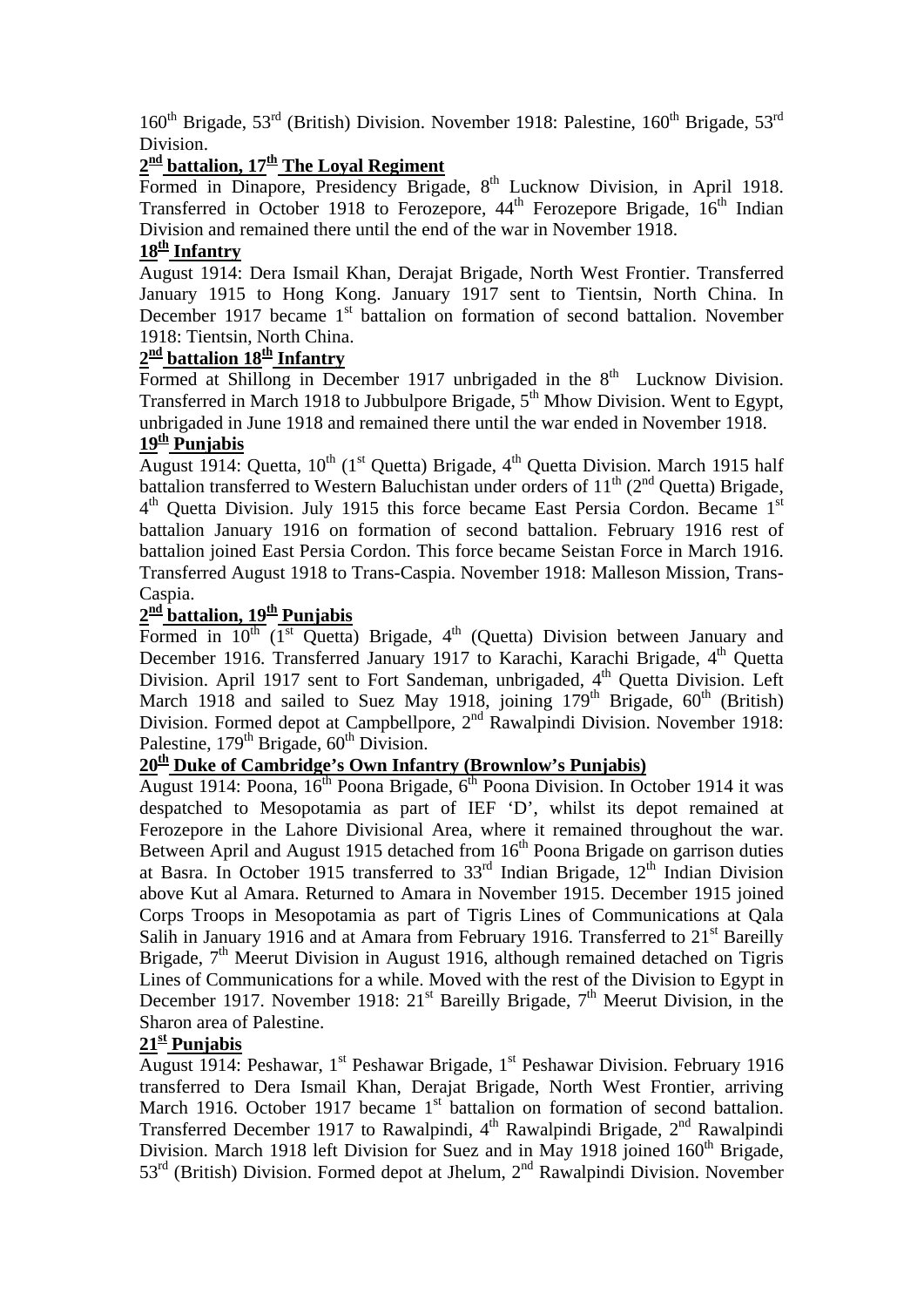160th Brigade, 53rd (British) Division. November 1918: Palestine, 160th Brigade, 53rd Division.

### 2nd battalion, 17th The Loyal Regiment

Formed in Dinapore, Presidency Brigade, 8th Lucknow Division, in April 1918. Transferred in October 1918 to Ferozepore, 44th Ferozepore Brigade, 16th Indian Division and remained there until the end of the war in November 1918.

### 18th Infantry

August 1914: Dera Ismail Khan, Derajat Brigade, North West Frontier. Transferred January 1915 to Hong Kong. January 1917 sent to Tientsin, North China. In December 1917 became 1st battalion on formation of second battalion. November 1918: Tientsin, North China.

### 2nd battalion 18th Infantry

Formed at Shillong in December 1917 unbrigaded in the 8th Lucknow Division. Transferred in March 1918 to Jubbulpore Brigade, 5th Mhow Division. Went to Egypt, unbrigaded in June 1918 and remained there until the war ended in November 1918.

### 19th Punjabis

August 1914: Quetta, 10th (1st Quetta) Brigade, 4th Quetta Division. March 1915 half battalion transferred to Western Baluchistan under orders of 11th (2nd Quetta) Brigade, 4th Quetta Division. July 1915 this force became East Persia Cordon. Became 1st battalion January 1916 on formation of second battalion. February 1916 rest of battalion joined East Persia Cordon. This force became Seistan Force in March 1916. Transferred August 1918 to Trans-Caspia. November 1918: Malleson Mission, Trans-Caspia.

### 2nd battalion, 19th Punjabis

Formed in 10th (1st Quetta) Brigade, 4th (Quetta) Division between January and December 1916. Transferred January 1917 to Karachi, Karachi Brigade, 4th Quetta Division. April 1917 sent to Fort Sandeman, unbrigaded, 4th Quetta Division. Left March 1918 and sailed to Suez May 1918, joining 179th Brigade, 60th (British) Division. Formed depot at Campbellpore, 2nd Rawalpindi Division. November 1918: Palestine, 179th Brigade, 60th Division.

### 20th Duke of Cambridge's Own Infantry (Brownlow's Punjabis)

August 1914: Poona, 16th Poona Brigade, 6th Poona Division. In October 1914 it was despatched to Mesopotamia as part of IEF 'D', whilst its depot remained at Ferozepore in the Lahore Divisional Area, where it remained throughout the war. Between April and August 1915 detached from 16th Poona Brigade on garrison duties at Basra. In October 1915 transferred to 33rd Indian Brigade, 12th Indian Division above Kut al Amara. Returned to Amara in November 1915. December 1915 joined Corps Troops in Mesopotamia as part of Tigris Lines of Communications at Qala Salih in January 1916 and at Amara from February 1916. Transferred to 21st Bareilly Brigade, 7th Meerut Division in August 1916, although remained detached on Tigris Lines of Communications for a while. Moved with the rest of the Division to Egypt in December 1917. November 1918: 21st Bareilly Brigade, 7th Meerut Division, in the Sharon area of Palestine.

### 21st Punjabis

August 1914: Peshawar, 1st Peshawar Brigade, 1st Peshawar Division. February 1916 transferred to Dera Ismail Khan, Derajat Brigade, North West Frontier, arriving March 1916. October 1917 became 1st battalion on formation of second battalion. Transferred December 1917 to Rawalpindi, 4th Rawalpindi Brigade, 2nd Rawalpindi Division. March 1918 left Division for Suez and in May 1918 joined 160th Brigade, 53rd (British) Division. Formed depot at Jhelum, 2nd Rawalpindi Division. November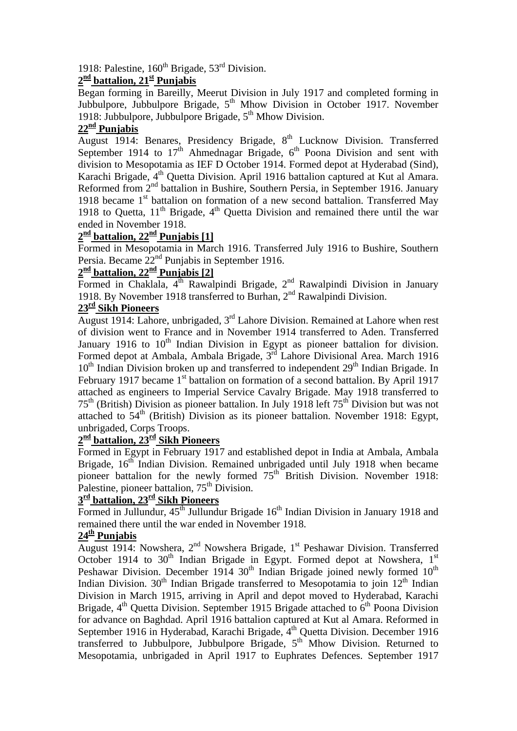1918: Palestine, 160th Brigade, 53rd Division.

## 2nd battalion, 21st Punjabis

Began forming in Bareilly, Meerut Division in July 1917 and completed forming in Jubbulpore, Jubbulpore Brigade, 5th Mhow Division in October 1917. November 1918: Jubbulpore, Jubbulpore Brigade, 5th Mhow Division.

## 22nd Punjabis

August 1914: Benares, Presidency Brigade, 8th Lucknow Division. Transferred September 1914 to 17th Ahmednagar Brigade, 6th Poona Division and sent with division to Mesopotamia as IEF D October 1914. Formed depot at Hyderabad (Sind), Karachi Brigade, 4th Quetta Division. April 1916 battalion captured at Kut al Amara. Reformed from 2nd battalion in Bushire, Southern Persia, in September 1916. January 1918 became 1st battalion on formation of a new second battalion. Transferred May 1918 to Quetta, 11th Brigade, 4th Quetta Division and remained there until the war ended in November 1918.

## 2nd battalion, 22nd Punjabis [1]

Formed in Mesopotamia in March 1916. Transferred July 1916 to Bushire, Southern Persia. Became 22nd Punjabis in September 1916.

## 2nd battalion, 22nd Punjabis [2]

Formed in Chaklala, 4th Rawalpindi Brigade, 2nd Rawalpindi Division in January 1918. By November 1918 transferred to Burhan, 2nd Rawalpindi Division.

## 23rd Sikh Pioneers

August 1914: Lahore, unbrigaded, 3rd Lahore Division. Remained at Lahore when rest of division went to France and in November 1914 transferred to Aden. Transferred January 1916 to 10th Indian Division in Egypt as pioneer battalion for division. Formed depot at Ambala, Ambala Brigade, 3rd Lahore Divisional Area. March 1916 10th Indian Division broken up and transferred to independent 29th Indian Brigade. In February 1917 became 1st battalion on formation of a second battalion. By April 1917 attached as engineers to Imperial Service Cavalry Brigade. May 1918 transferred to 75th (British) Division as pioneer battalion. In July 1918 left 75th Division but was not attached to 54th (British) Division as its pioneer battalion. November 1918: Egypt, unbrigaded, Corps Troops.

## 2nd battalion, 23rd Sikh Pioneers

Formed in Egypt in February 1917 and established depot in India at Ambala, Ambala Brigade, 16th Indian Division. Remained unbrigaded until July 1918 when became pioneer battalion for the newly formed 75th British Division. November 1918: Palestine, pioneer battalion, 75th Division.

## 3rd battalion, 23rd Sikh Pioneers

Formed in Jullundur, 45th Jullundur Brigade 16th Indian Division in January 1918 and remained there until the war ended in November 1918.

## 24th Punjabis

August 1914: Nowshera, 2nd Nowshera Brigade, 1st Peshawar Division. Transferred October 1914 to 30th Indian Brigade in Egypt. Formed depot at Nowshera, 1st Peshawar Division. December 1914 30th Indian Brigade joined newly formed 10th Indian Division. 30th Indian Brigade transferred to Mesopotamia to join 12th Indian Division in March 1915, arriving in April and depot moved to Hyderabad, Karachi Brigade, 4th Quetta Division. September 1915 Brigade attached to 6th Poona Division for advance on Baghdad. April 1916 battalion captured at Kut al Amara. Reformed in September 1916 in Hyderabad, Karachi Brigade, 4th Quetta Division. December 1916 transferred to Jubbulpore, Jubbulpore Brigade, 5th Mhow Division. Returned to Mesopotamia, unbrigaded in April 1917 to Euphrates Defences. September 1917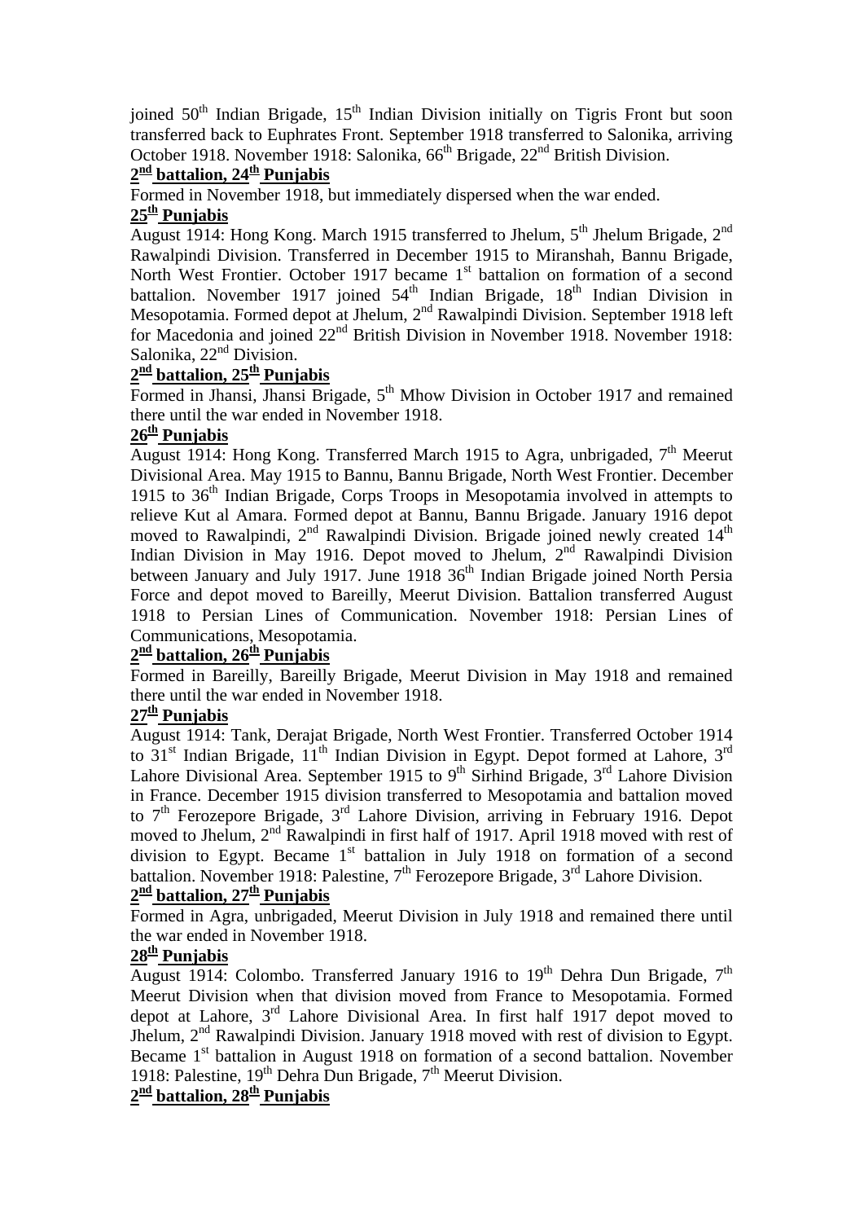joined 50th Indian Brigade, 15th Indian Division initially on Tigris Front but soon transferred back to Euphrates Front. September 1918 transferred to Salonika, arriving October 1918. November 1918: Salonika, 66th Brigade, 22nd British Division.

**2nd battalion, 24th Punjabis**

Formed in November 1918, but immediately dispersed when the war ended.

**25th Punjabis**

August 1914: Hong Kong. March 1915 transferred to Jhelum, 5th Jhelum Brigade, 2nd Rawalpindi Division. Transferred in December 1915 to Miranshah, Bannu Brigade, North West Frontier. October 1917 became 1st battalion on formation of a second battalion. November 1917 joined 54th Indian Brigade, 18th Indian Division in Mesopotamia. Formed depot at Jhelum, 2nd Rawalpindi Division. September 1918 left for Macedonia and joined 22nd British Division in November 1918. November 1918: Salonika, 22nd Division.

**2nd battalion, 25th Punjabis**

Formed in Jhansi, Jhansi Brigade, 5th Mhow Division in October 1917 and remained there until the war ended in November 1918.

**26th Punjabis**

August 1914: Hong Kong. Transferred March 1915 to Agra, unbrigaded, 7th Meerut Divisional Area. May 1915 to Bannu, Bannu Brigade, North West Frontier. December 1915 to 36th Indian Brigade, Corps Troops in Mesopotamia involved in attempts to relieve Kut al Amara. Formed depot at Bannu, Bannu Brigade. January 1916 depot moved to Rawalpindi, 2nd Rawalpindi Division. Brigade joined newly created 14th Indian Division in May 1916. Depot moved to Jhelum, 2nd Rawalpindi Division between January and July 1917. June 1918 36th Indian Brigade joined North Persia Force and depot moved to Bareilly, Meerut Division. Battalion transferred August 1918 to Persian Lines of Communication. November 1918: Persian Lines of Communications, Mesopotamia.

**2nd battalion, 26th Punjabis**

Formed in Bareilly, Bareilly Brigade, Meerut Division in May 1918 and remained there until the war ended in November 1918.

**27th Punjabis**

August 1914: Tank, Derajat Brigade, North West Frontier. Transferred October 1914 to 31st Indian Brigade, 11th Indian Division in Egypt. Depot formed at Lahore, 3rd Lahore Divisional Area. September 1915 to 9th Sirhind Brigade, 3rd Lahore Division in France. December 1915 division transferred to Mesopotamia and battalion moved to 7th Ferozepore Brigade, 3rd Lahore Division, arriving in February 1916. Depot moved to Jhelum, 2nd Rawalpindi in first half of 1917. April 1918 moved with rest of division to Egypt. Became 1st battalion in July 1918 on formation of a second battalion. November 1918: Palestine, 7th Ferozepore Brigade, 3rd Lahore Division.

**2nd battalion, 27th Punjabis**

Formed in Agra, unbrigaded, Meerut Division in July 1918 and remained there until the war ended in November 1918.

**28th Punjabis**

August 1914: Colombo. Transferred January 1916 to 19th Dehra Dun Brigade, 7th Meerut Division when that division moved from France to Mesopotamia. Formed depot at Lahore, 3rd Lahore Divisional Area. In first half 1917 depot moved to Jhelum, 2nd Rawalpindi Division. January 1918 moved with rest of division to Egypt. Became 1st battalion in August 1918 on formation of a second battalion. November 1918: Palestine, 19th Dehra Dun Brigade, 7th Meerut Division.

**2nd battalion, 28th Punjabis**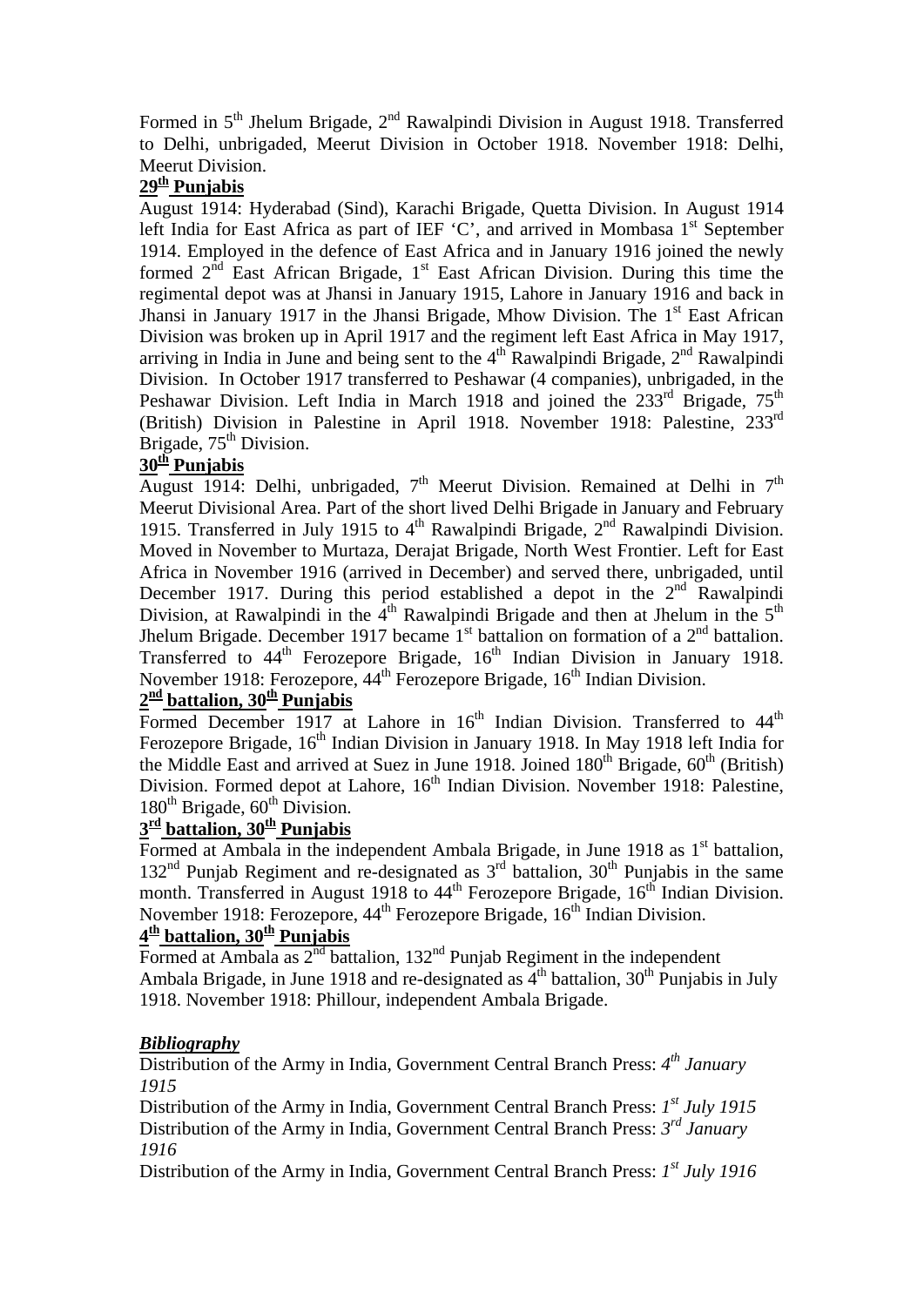Formed in 5th Jhelum Brigade, 2nd Rawalpindi Division in August 1918. Transferred to Delhi, unbrigaded, Meerut Division in October 1918. November 1918: Delhi, Meerut Division.

### 29th Punjabis

August 1914: Hyderabad (Sind), Karachi Brigade, Quetta Division. In August 1914 left India for East Africa as part of IEF 'C', and arrived in Mombasa 1st September 1914. Employed in the defence of East Africa and in January 1916 joined the newly formed 2nd East African Brigade, 1st East African Division. During this time the regimental depot was at Jhansi in January 1915, Lahore in January 1916 and back in Jhansi in January 1917 in the Jhansi Brigade, Mhow Division. The 1st East African Division was broken up in April 1917 and the regiment left East Africa in May 1917, arriving in India in June and being sent to the 4th Rawalpindi Brigade, 2nd Rawalpindi Division. In October 1917 transferred to Peshawar (4 companies), unbrigaded, in the Peshawar Division. Left India in March 1918 and joined the 233rd Brigade, 75th (British) Division in Palestine in April 1918. November 1918: Palestine, 233rd Brigade, 75th Division.

### 30th Punjabis

August 1914: Delhi, unbrigaded, 7th Meerut Division. Remained at Delhi in 7th Meerut Divisional Area. Part of the short lived Delhi Brigade in January and February 1915. Transferred in July 1915 to 4th Rawalpindi Brigade, 2nd Rawalpindi Division. Moved in November to Murtaza, Derajat Brigade, North West Frontier. Left for East Africa in November 1916 (arrived in December) and served there, unbrigaded, until December 1917. During this period established a depot in the 2nd Rawalpindi Division, at Rawalpindi in the 4th Rawalpindi Brigade and then at Jhelum in the 5th Jhelum Brigade. December 1917 became 1st battalion on formation of a 2nd battalion. Transferred to 44th Ferozepore Brigade, 16th Indian Division in January 1918. November 1918: Ferozepore, 44th Ferozepore Brigade, 16th Indian Division.

### 2nd battalion, 30th Punjabis

Formed December 1917 at Lahore in 16th Indian Division. Transferred to 44th Ferozepore Brigade, 16th Indian Division in January 1918. In May 1918 left India for the Middle East and arrived at Suez in June 1918. Joined 180th Brigade, 60th (British) Division. Formed depot at Lahore, 16th Indian Division. November 1918: Palestine, 180th Brigade, 60th Division.

### 3rd battalion, 30th Punjabis

Formed at Ambala in the independent Ambala Brigade, in June 1918 as 1st battalion, 132nd Punjab Regiment and re-designated as 3rd battalion, 30th Punjabis in the same month. Transferred in August 1918 to 44th Ferozepore Brigade, 16th Indian Division. November 1918: Ferozepore, 44th Ferozepore Brigade, 16th Indian Division.

### 4th battalion, 30th Punjabis

Formed at Ambala as 2nd battalion, 132nd Punjab Regiment in the independent Ambala Brigade, in June 1918 and re-designated as 4th battalion, 30th Punjabis in July 1918. November 1918: Phillour, independent Ambala Brigade.

***Bibliography***

Distribution of the Army in India, Government Central Branch Press: *4th January 1915*

Distribution of the Army in India, Government Central Branch Press: *1st July 1915*

Distribution of the Army in India, Government Central Branch Press: *3rd January 1916*

Distribution of the Army in India, Government Central Branch Press: *1st July 1916*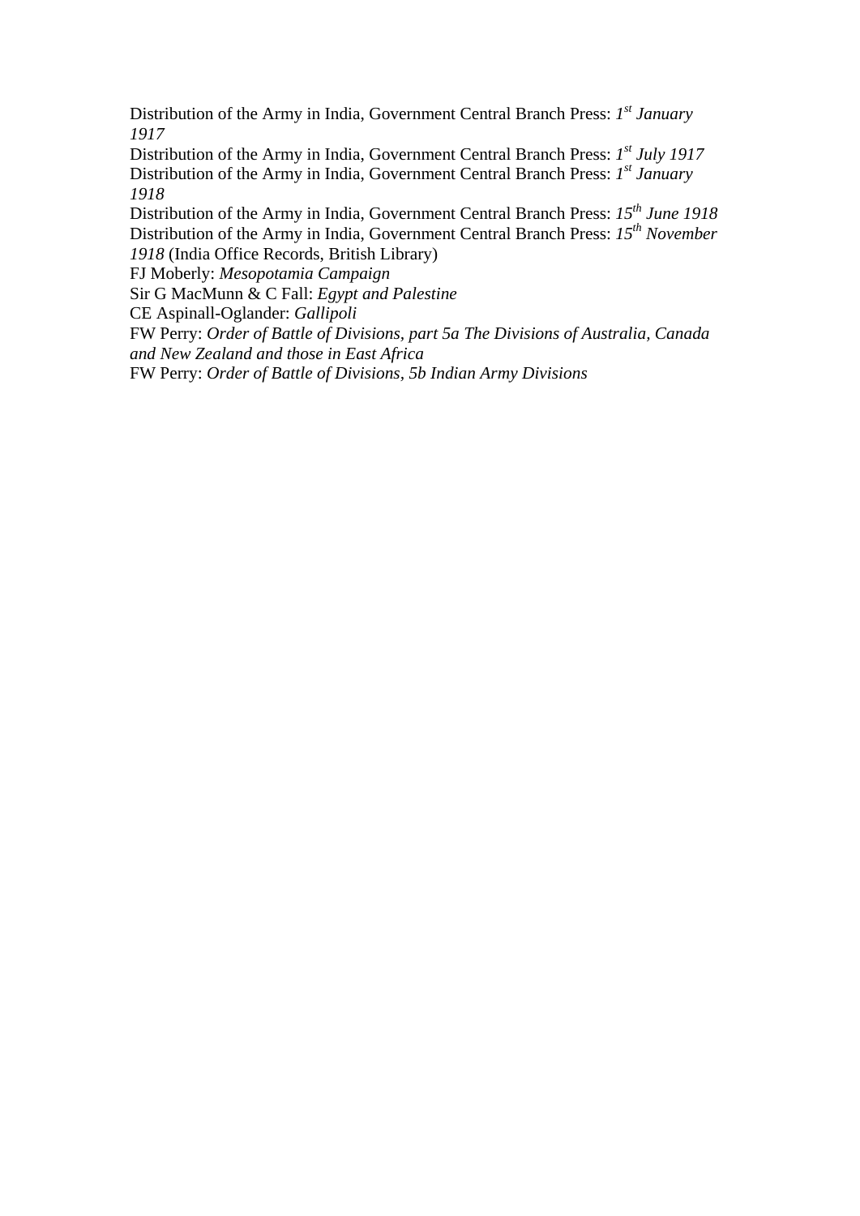Distribution of the Army in India, Government Central Branch Press: *1st January 1917*

Distribution of the Army in India, Government Central Branch Press: *1st July 1917*

Distribution of the Army in India, Government Central Branch Press: *1st January 1918*

Distribution of the Army in India, Government Central Branch Press: *15th June 1918*

Distribution of the Army in India, Government Central Branch Press: *15th November 1918* (India Office Records, British Library)

FJ Moberly: *Mesopotamia Campaign*

Sir G MacMunn & C Fall: *Egypt and Palestine*

CE Aspinall-Oglander: *Gallipoli*

FW Perry: *Order of Battle of Divisions, part 5a The Divisions of Australia, Canada and New Zealand and those in East Africa*

FW Perry: *Order of Battle of Divisions, 5b Indian Army Divisions*